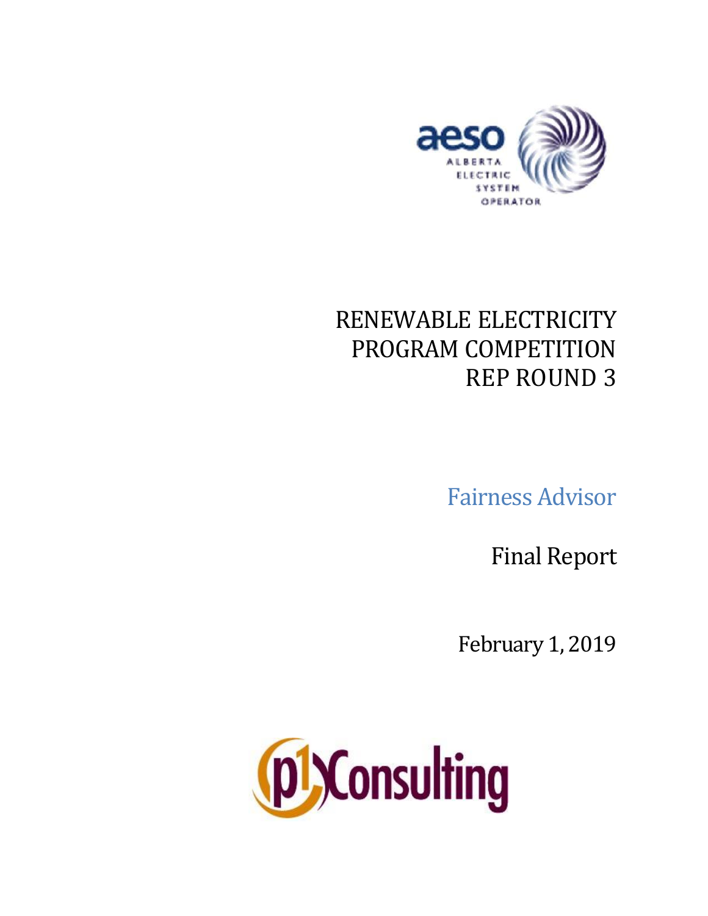# RENEWABLE ELECTRICITY PROGRAM COMPETITION REP ROUND 3

## Fairness Advisor

## Final Report

February 1, 2019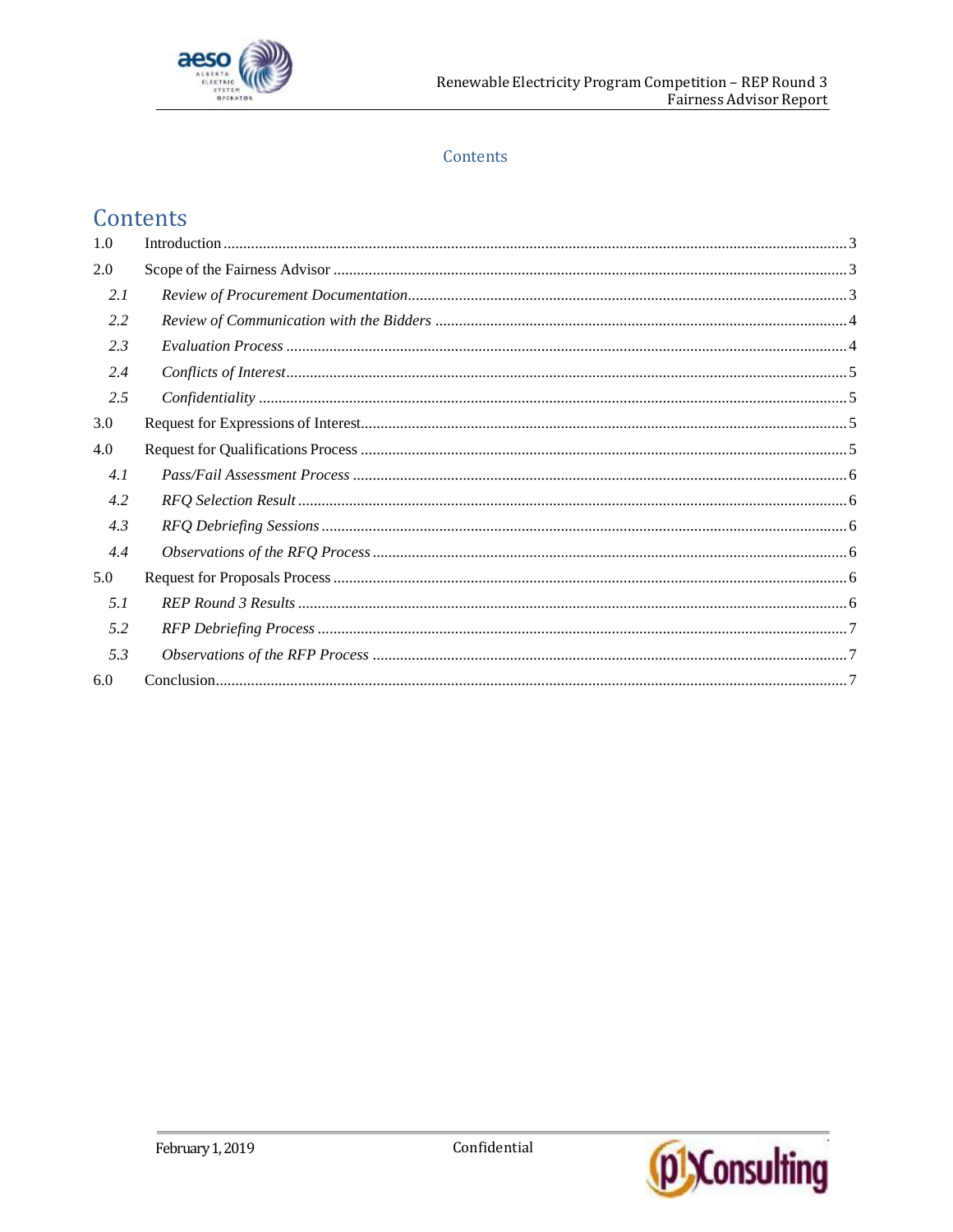# Contents

| | | |
|---|---|---|
| 1.0 | Introduction | 3 |
| 2.0 | Scope of the Fairness Advisor | 3 |
| *2.1* | *Review of Procurement Documentation* | 3 |
| *2.2* | *Review of Communication with the Bidders* | 4 |
| *2.3* | *Evaluation Process* | 4 |
| *2.4* | *Conflicts of Interest* | 5 |
| *2.5* | *Confidentiality* | 5 |
| 3.0 | Request for Expressions of Interest | 5 |
| 4.0 | Request for Qualifications Process | 5 |
| *4.1* | *Pass/Fail Assessment Process* | 6 |
| *4.2* | *RFQ Selection Result* | 6 |
| *4.3* | *RFQ Debriefing Sessions* | 6 |
| *4.4* | *Observations of the RFQ Process* | 6 |
| 5.0 | Request for Proposals Process | 6 |
| *5.1* | *REP Round 3 Results* | 6 |
| *5.2* | *RFP Debriefing Process* | 7 |
| *5.3* | *Observations of the RFP Process* | 7 |
| 6.0 | Conclusion | 7 |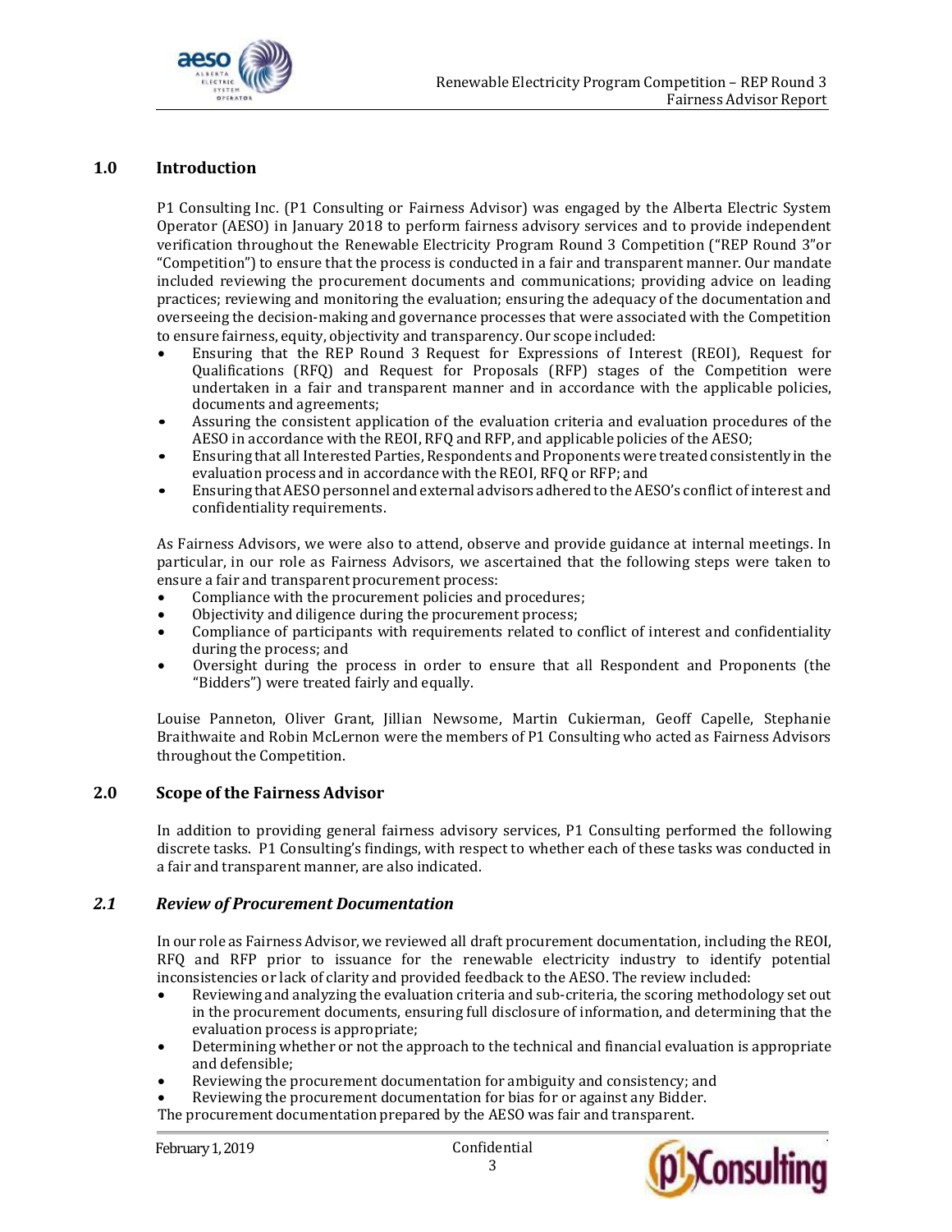## 1.0 Introduction

P1 Consulting Inc. (P1 Consulting or Fairness Advisor) was engaged by the Alberta Electric System Operator (AESO) in January 2018 to perform fairness advisory services and to provide independent verification throughout the Renewable Electricity Program Round 3 Competition ("REP Round 3"or "Competition") to ensure that the process is conducted in a fair and transparent manner. Our mandate included reviewing the procurement documents and communications; providing advice on leading practices; reviewing and monitoring the evaluation; ensuring the adequacy of the documentation and overseeing the decision-making and governance processes that were associated with the Competition to ensure fairness, equity, objectivity and transparency. Our scope included:

- Ensuring that the REP Round 3 Request for Expressions of Interest (REOI), Request for Qualifications (RFQ) and Request for Proposals (RFP) stages of the Competition were undertaken in a fair and transparent manner and in accordance with the applicable policies, documents and agreements;
- Assuring the consistent application of the evaluation criteria and evaluation procedures of the AESO in accordance with the REOI, RFQ and RFP, and applicable policies of the AESO;
- Ensuring that all Interested Parties, Respondents and Proponents were treated consistently in the evaluation process and in accordance with the REOI, RFQ or RFP; and
- Ensuring that AESO personnel and external advisors adhered to the AESO's conflict of interest and confidentiality requirements.

As Fairness Advisors, we were also to attend, observe and provide guidance at internal meetings. In particular, in our role as Fairness Advisors, we ascertained that the following steps were taken to ensure a fair and transparent procurement process:

- Compliance with the procurement policies and procedures;
- Objectivity and diligence during the procurement process;
- Compliance of participants with requirements related to conflict of interest and confidentiality during the process; and
- Oversight during the process in order to ensure that all Respondent and Proponents (the "Bidders") were treated fairly and equally.

Louise Panneton, Oliver Grant, Jillian Newsome, Martin Cukierman, Geoff Capelle, Stephanie Braithwaite and Robin McLernon were the members of P1 Consulting who acted as Fairness Advisors throughout the Competition.

## 2.0 Scope of the Fairness Advisor

In addition to providing general fairness advisory services, P1 Consulting performed the following discrete tasks. P1 Consulting's findings, with respect to whether each of these tasks was conducted in a fair and transparent manner, are also indicated.

### *2.1 Review of Procurement Documentation*

In our role as Fairness Advisor, we reviewed all draft procurement documentation, including the REOI, RFQ and RFP prior to issuance for the renewable electricity industry to identify potential inconsistencies or lack of clarity and provided feedback to the AESO. The review included:

- Reviewing and analyzing the evaluation criteria and sub-criteria, the scoring methodology set out in the procurement documents, ensuring full disclosure of information, and determining that the evaluation process is appropriate;
- Determining whether or not the approach to the technical and financial evaluation is appropriate and defensible;
- Reviewing the procurement documentation for ambiguity and consistency; and
- Reviewing the procurement documentation for bias for or against any Bidder.

The procurement documentation prepared by the AESO was fair and transparent.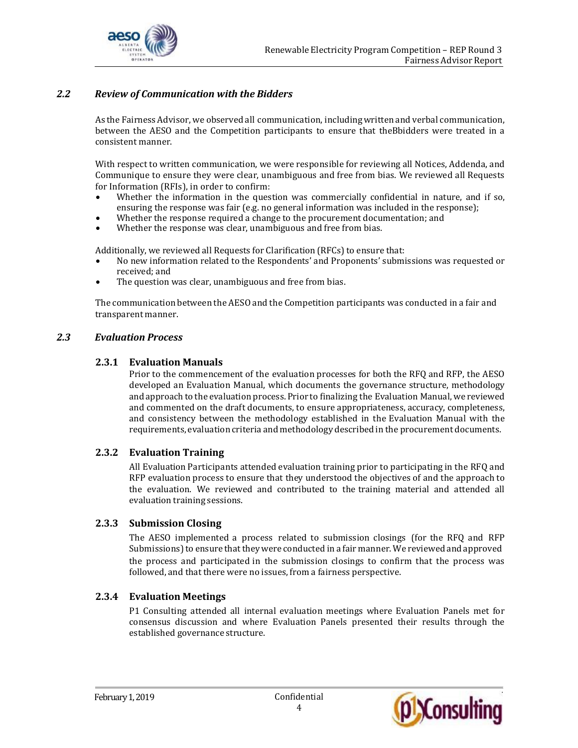## *2.2 Review of Communication with the Bidders*

As the Fairness Advisor, we observed all communication, including written and verbal communication, between the AESO and the Competition participants to ensure that theBbidders were treated in a consistent manner.

With respect to written communication, we were responsible for reviewing all Notices, Addenda, and Communique to ensure they were clear, unambiguous and free from bias. We reviewed all Requests for Information (RFIs), in order to confirm:

- Whether the information in the question was commercially confidential in nature, and if so, ensuring the response was fair (e.g. no general information was included in the response);
- Whether the response required a change to the procurement documentation; and
- Whether the response was clear, unambiguous and free from bias.

Additionally, we reviewed all Requests for Clarification (RFCs) to ensure that:

- No new information related to the Respondents' and Proponents' submissions was requested or received; and
- The question was clear, unambiguous and free from bias.

The communication between the AESO and the Competition participants was conducted in a fair and transparent manner.

## *2.3 Evaluation Process*

### 2.3.1 Evaluation Manuals

Prior to the commencement of the evaluation processes for both the RFQ and RFP, the AESO developed an Evaluation Manual, which documents the governance structure, methodology and approach to the evaluation process. Prior to finalizing the Evaluation Manual, we reviewed and commented on the draft documents, to ensure appropriateness, accuracy, completeness, and consistency between the methodology established in the Evaluation Manual with the requirements, evaluation criteria and methodology described in the procurement documents.

### 2.3.2 Evaluation Training

All Evaluation Participants attended evaluation training prior to participating in the RFQ and RFP evaluation process to ensure that they understood the objectives of and the approach to the evaluation. We reviewed and contributed to the training material and attended all evaluation training sessions.

### 2.3.3 Submission Closing

The AESO implemented a process related to submission closings (for the RFQ and RFP Submissions) to ensure that they were conducted in a fair manner. We reviewed and approved the process and participated in the submission closings to confirm that the process was followed, and that there were no issues, from a fairness perspective.

### 2.3.4 Evaluation Meetings

P1 Consulting attended all internal evaluation meetings where Evaluation Panels met for consensus discussion and where Evaluation Panels presented their results through the established governance structure.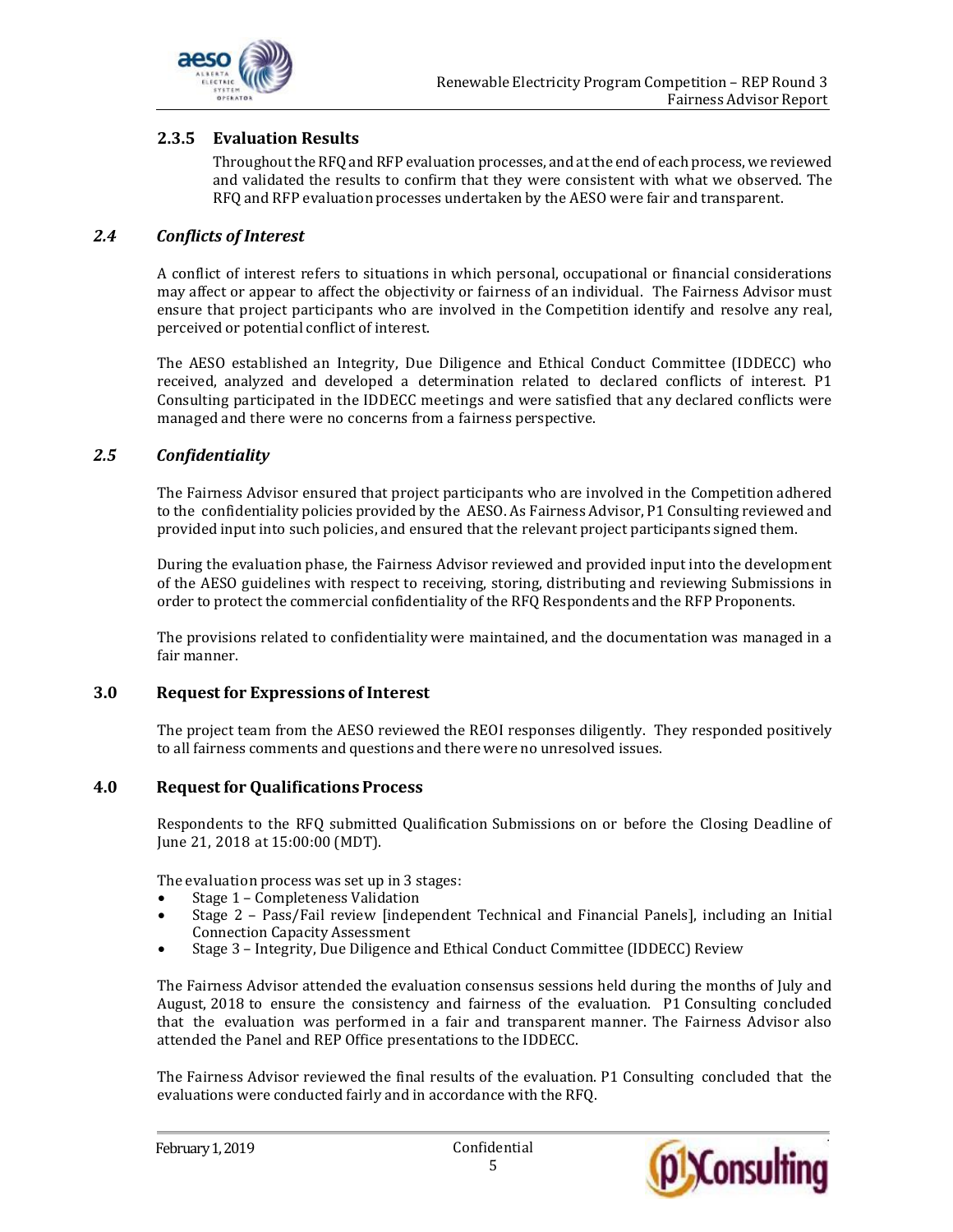### 2.3.5 Evaluation Results

Throughout the RFQ and RFP evaluation processes, and at the end of each process, we reviewed and validated the results to confirm that they were consistent with what we observed. The RFQ and RFP evaluation processes undertaken by the AESO were fair and transparent.

## *2.4 Conflicts of Interest*

A conflict of interest refers to situations in which personal, occupational or financial considerations may affect or appear to affect the objectivity or fairness of an individual. The Fairness Advisor must ensure that project participants who are involved in the Competition identify and resolve any real, perceived or potential conflict of interest.

The AESO established an Integrity, Due Diligence and Ethical Conduct Committee (IDDECC) who received, analyzed and developed a determination related to declared conflicts of interest. P1 Consulting participated in the IDDECC meetings and were satisfied that any declared conflicts were managed and there were no concerns from a fairness perspective.

## *2.5 Confidentiality*

The Fairness Advisor ensured that project participants who are involved in the Competition adhered to the confidentiality policies provided by the AESO. As Fairness Advisor, P1 Consulting reviewed and provided input into such policies, and ensured that the relevant project participants signed them.

During the evaluation phase, the Fairness Advisor reviewed and provided input into the development of the AESO guidelines with respect to receiving, storing, distributing and reviewing Submissions in order to protect the commercial confidentiality of the RFQ Respondents and the RFP Proponents.

The provisions related to confidentiality were maintained, and the documentation was managed in a fair manner.

# 3.0 Request for Expressions of Interest

The project team from the AESO reviewed the REOI responses diligently. They responded positively to all fairness comments and questions and there were no unresolved issues.

# 4.0 Request for Qualifications Process

Respondents to the RFQ submitted Qualification Submissions on or before the Closing Deadline of June 21, 2018 at 15:00:00 (MDT).

The evaluation process was set up in 3 stages:

- Stage 1 – Completeness Validation
- Stage 2 – Pass/Fail review [independent Technical and Financial Panels], including an Initial Connection Capacity Assessment
- Stage 3 – Integrity, Due Diligence and Ethical Conduct Committee (IDDECC) Review

The Fairness Advisor attended the evaluation consensus sessions held during the months of July and August, 2018 to ensure the consistency and fairness of the evaluation. P1 Consulting concluded that the evaluation was performed in a fair and transparent manner. The Fairness Advisor also attended the Panel and REP Office presentations to the IDDECC.

The Fairness Advisor reviewed the final results of the evaluation. P1 Consulting concluded that the evaluations were conducted fairly and in accordance with the RFQ.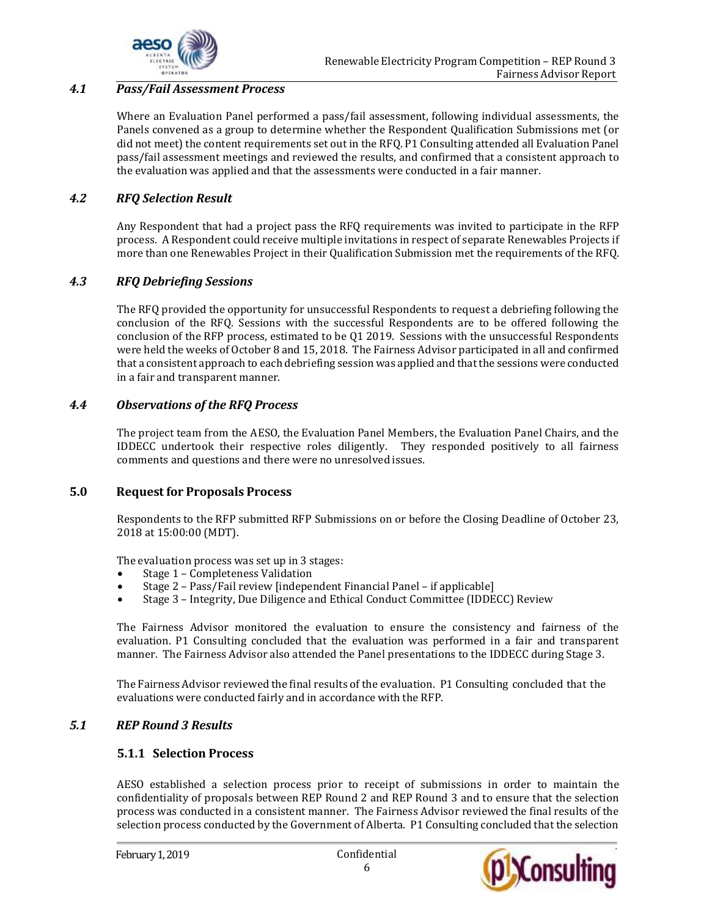### *4.1 Pass/Fail Assessment Process*

Where an Evaluation Panel performed a pass/fail assessment, following individual assessments, the Panels convened as a group to determine whether the Respondent Qualification Submissions met (or did not meet) the content requirements set out in the RFQ. P1 Consulting attended all Evaluation Panel pass/fail assessment meetings and reviewed the results, and confirmed that a consistent approach to the evaluation was applied and that the assessments were conducted in a fair manner.

### *4.2 RFQ Selection Result*

Any Respondent that had a project pass the RFQ requirements was invited to participate in the RFP process. A Respondent could receive multiple invitations in respect of separate Renewables Projects if more than one Renewables Project in their Qualification Submission met the requirements of the RFQ.

### *4.3 RFQ Debriefing Sessions*

The RFQ provided the opportunity for unsuccessful Respondents to request a debriefing following the conclusion of the RFQ. Sessions with the successful Respondents are to be offered following the conclusion of the RFP process, estimated to be Q1 2019. Sessions with the unsuccessful Respondents were held the weeks of October 8 and 15, 2018. The Fairness Advisor participated in all and confirmed that a consistent approach to each debriefing session was applied and that the sessions were conducted in a fair and transparent manner.

### *4.4 Observations of the RFQ Process*

The project team from the AESO, the Evaluation Panel Members, the Evaluation Panel Chairs, and the IDDECC undertook their respective roles diligently. They responded positively to all fairness comments and questions and there were no unresolved issues.

## 5.0 Request for Proposals Process

Respondents to the RFP submitted RFP Submissions on or before the Closing Deadline of October 23, 2018 at 15:00:00 (MDT).

The evaluation process was set up in 3 stages:

- Stage 1 – Completeness Validation
- Stage 2 – Pass/Fail review [independent Financial Panel – if applicable]
- Stage 3 – Integrity, Due Diligence and Ethical Conduct Committee (IDDECC) Review

The Fairness Advisor monitored the evaluation to ensure the consistency and fairness of the evaluation. P1 Consulting concluded that the evaluation was performed in a fair and transparent manner. The Fairness Advisor also attended the Panel presentations to the IDDECC during Stage 3.

The Fairness Advisor reviewed the final results of the evaluation. P1 Consulting concluded that the evaluations were conducted fairly and in accordance with the RFP.

### *5.1 REP Round 3 Results*

#### 5.1.1 Selection Process

AESO established a selection process prior to receipt of submissions in order to maintain the confidentiality of proposals between REP Round 2 and REP Round 3 and to ensure that the selection process was conducted in a consistent manner. The Fairness Advisor reviewed the final results of the selection process conducted by the Government of Alberta. P1 Consulting concluded that the selection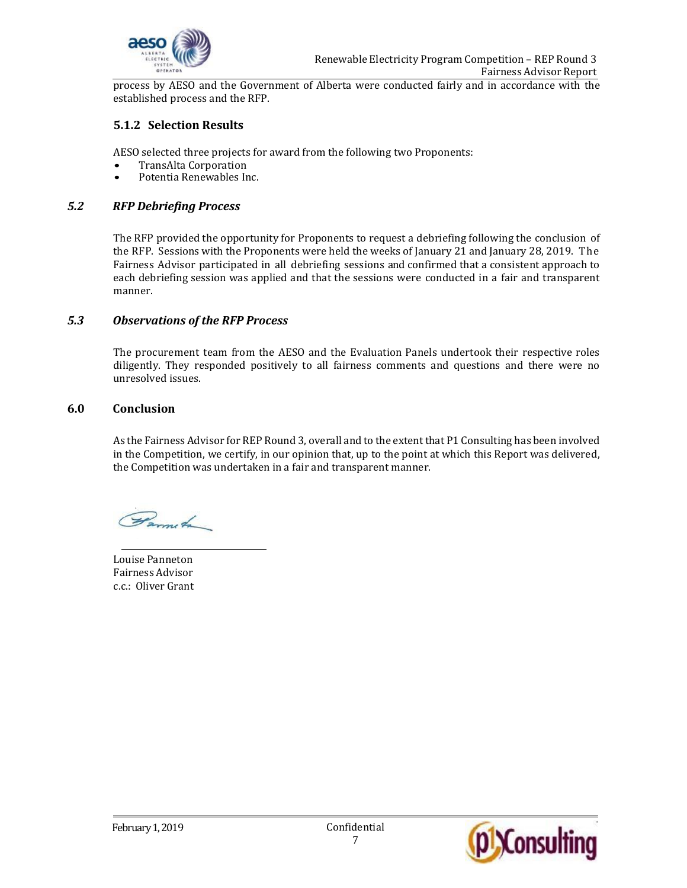process by AESO and the Government of Alberta were conducted fairly and in accordance with the established process and the RFP.

### 5.1.2 Selection Results

AESO selected three projects for award from the following two Proponents:

- TransAlta Corporation
- Potentia Renewables Inc.

## *5.2 RFP Debriefing Process*

The RFP provided the opportunity for Proponents to request a debriefing following the conclusion of the RFP. Sessions with the Proponents were held the weeks of January 21 and January 28, 2019. The Fairness Advisor participated in all debriefing sessions and confirmed that a consistent approach to each debriefing session was applied and that the sessions were conducted in a fair and transparent manner.

## *5.3 Observations of the RFP Process*

The procurement team from the AESO and the Evaluation Panels undertook their respective roles diligently. They responded positively to all fairness comments and questions and there were no unresolved issues.

# 6.0 Conclusion

As the Fairness Advisor for REP Round 3, overall and to the extent that P1 Consulting has been involved in the Competition, we certify, in our opinion that, up to the point at which this Report was delivered, the Competition was undertaken in a fair and transparent manner.

Louise Panneton
Fairness Advisor
c.c.: Oliver Grant